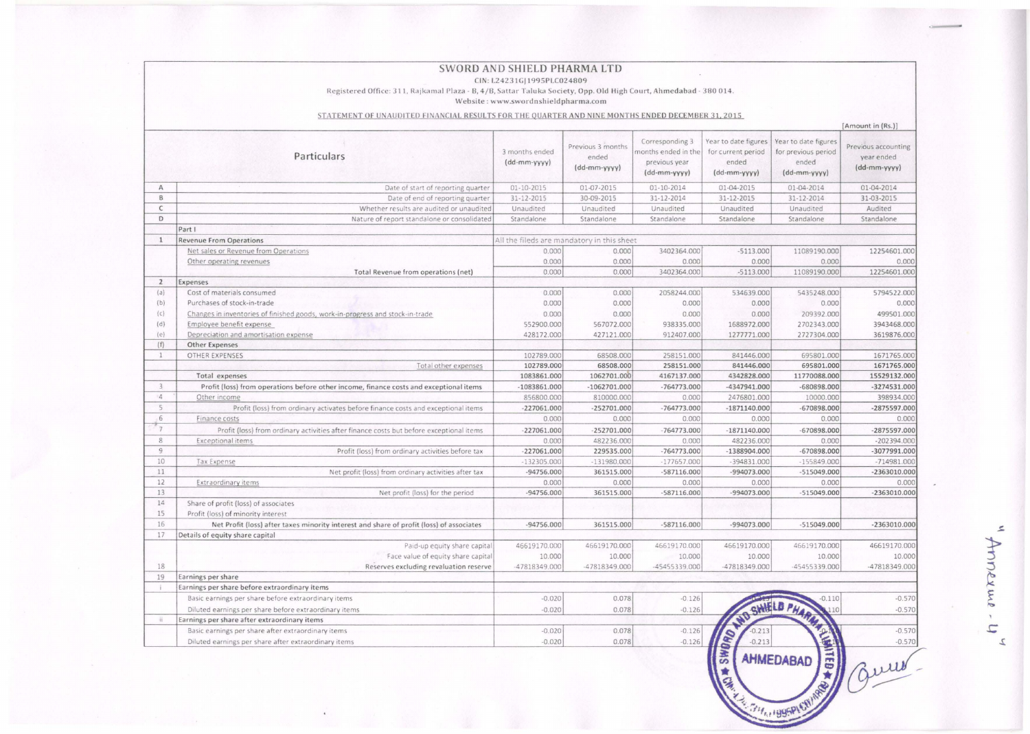# SWORD AND SHIELD PHARMA LTD

CIN: L24231GJ1995PLC024809

Registered Office: 311, Rajkamal Plaza - B, 4/B, Sattar Taluka Society, Opp. Old High Court, Ahmedabad - 380 014.

Website : www.swordnshieldpharma.com

STATEMENT OF UNAUDITED FINANCIAL RESULTS FOR THE QUARTER AND NINE MONTHS ENDED DECEMBER 31, 2015

[Amount in (Rs.)]

| | Particulars | 3 months ended (dd-mm-yyyy) | Previous 3 months ended (dd-mm-yyyy) | Corresponding 3 months ended in the previous year (dd-mm-yyyy) | Year to date figures for current period ended (dd-mm-yyyy) | Year to date figures for previous period ended (dd-mm-yyyy) | Previous accounting year ended (dd-mm-yyyy) |
|---|---|---|---|---|---|---|---|
| A | Date of start of reporting quarter | 01-10-2015 | 01-07-2015 | 01-10-2014 | 01-04-2015 | 01-04-2014 | 01-04-2014 |
| B | Date of end of reporting quarter | 31-12-2015 | 30-09-2015 | 31-12-2014 | 31-12-2015 | 31-12-2014 | 31-03-2015 |
| C | Whether results are audited or unaudited | Unaudited | Unaudited | Unaudited | Unaudited | Unaudited | Audited |
| D | Nature of report standalone or consolidated | Standalone | Standalone | Standalone | Standalone | Standalone | Standalone |
| | Part I | | | | | | |
| 1 | Revenue From Operations | All the fileds are mandatory in this sheet | | | | | |
| | Net sales or Revenue from Operations | 0.000 | 0.000 | 3402364.000 | -5113.000 | 11089190.000 | 12254601.000 |
| | Other operating revenues | 0.000 | 0.000 | 0.000 | 0.000 | 0.000 | 0.000 |
| | Total Revenue from operations (net) | 0.000 | 0.000 | 3402364.000 | -5113.000 | 11089190.000 | 12254601.000 |
| 2 | Expenses | | | | | | |
| (a) | Cost of materials consumed | 0.000 | 0.000 | 2058244.000 | 534639.000 | 5435248.000 | 5794522.000 |
| (b) | Purchases of stock-in-trade | 0.000 | 0.000 | 0.000 | 0.000 | 0.000 | 0.000 |
| (c) | Changes in inventories of finished goods, work-in-progress and stock-in-trade | 0.000 | 0.000 | 0.000 | 0.000 | 209392.000 | 499501.000 |
| (d) | Employee benefit expense | 552900.000 | 567072.000 | 938335.000 | 1688972.000 | 2702343.000 | 3943468.000 |
| (e) | Depreciation and amortisation expense | 428172.000 | 427121.000 | 912407.000 | 1277771.000 | 2727304.000 | 3619876.000 |
| (f) | Other Expenses | | | | | | |
| 1 | OTHER EXPENSES | 102789.000 | 68508.000 | 258151.000 | 841446.000 | 695801.000 | 1671765.000 |
| | Total other expenses | 102789.000 | 68508.000 | 258151.000 | 841446.000 | 695801.000 | 1671765.000 |
| | Total expenses | 1083861.000 | 1062701.000 | 4167137.000 | 4342828.000 | 11770088.000 | 15529132.000 |
| 3 | Profit (loss) from operations before other income, finance costs and exceptional items | -1083861.000 | -1062701.000 | -764773.000 | -4347941.000 | -680898.000 | -3274531.000 |
| 4 | Other income | 856800.000 | 810000.000 | 0.000 | 2476801.000 | 10000.000 | 398934.000 |
| 5 | Profit (loss) from ordinary activates before finance costs and exceptional items | -227061.000 | -252701.000 | -764773.000 | -1871140.000 | -670898.000 | -2875597.000 |
| 6 | Finance costs | 0.000 | 0.000 | 0.000 | 0.000 | 0.000 | 0.000 |
| 7 | Profit (loss) from ordinary activities after finance costs but before exceptional items | -227061.000 | -252701.000 | -764773.000 | -1871140.000 | -670898.000 | -2875597.000 |
| 8 | Exceptional items | 0.000 | 482236.000 | 0.000 | 482236.000 | 0.000 | -202394.000 |
| 9 | Profit (loss) from ordinary activities before tax | -227061.000 | 229535.000 | -764773.000 | -1388904.000 | -670898.000 | -3077991.000 |
| 10 | Tax Expense | -132305.000 | -131980.000 | -177657.000 | -394831.000 | -155849.000 | -714981.000 |
| 11 | Net profit (loss) from ordinary activities after tax | -94756.000 | 361515.000 | -587116.000 | -994073.000 | -515049.000 | -2363010.000 |
| 12 | Extraordinary items | 0.000 | 0.000 | 0.000 | 0.000 | 0.000 | 0.000 |
| 13 | Net profit (loss) for the period | -94756.000 | 361515.000 | -587116.000 | -994073.000 | -515049.000 | -2363010.000 |
| 14 | Share of profit (loss) of associates | | | | | | |
| 15 | Profit (loss) of minority interest | | | | | | |
| 16 | Net Profit (loss) after taxes minority interest and share of profit (loss) of associates | -94756.000 | 361515.000 | -587116.000 | -994073.000 | -515049.000 | -2363010.000 |
| 17 | Details of equity share capital | | | | | | |
| | Paid-up equity share capital | 46619170.000 | 46619170.000 | 46619170.000 | 46619170.000 | 46619170.000 | 46619170.000 |
| | Face value of equity share capital | 10.000 | 10.000 | 10.000 | 10.000 | 10.000 | 10.000 |
| 18 | Reserves excluding revaluation reserve | -47818349.000 | -47818349.000 | -45455339.000 | -47818349.000 | -45455339.000 | -47818349.000 |
| 19 | Earnings per share | | | | | | |
| i | Earnings per share before extraordinary items | | | | | | |
| | Basic earnings per share before extraordinary items | -0.020 | 0.078 | -0.126 | -0.213 | -0.110 | -0.570 |
| | Diluted earnings per share before extraordinary items | -0.020 | 0.078 | -0.126 | | -0.110 | -0.570 |
| ii | Earnings per share after extraordinary items | | | | | | |
| | Basic earnings per share after extraordinary items | -0.020 | 0.078 | -0.126 | -0.213 | -0.110 | -0.570 |
| | Diluted earnings per share after extraordinary items | -0.020 | 0.078 | -0.126 | -0.213 | | -0.570 |

"Annexure - 4"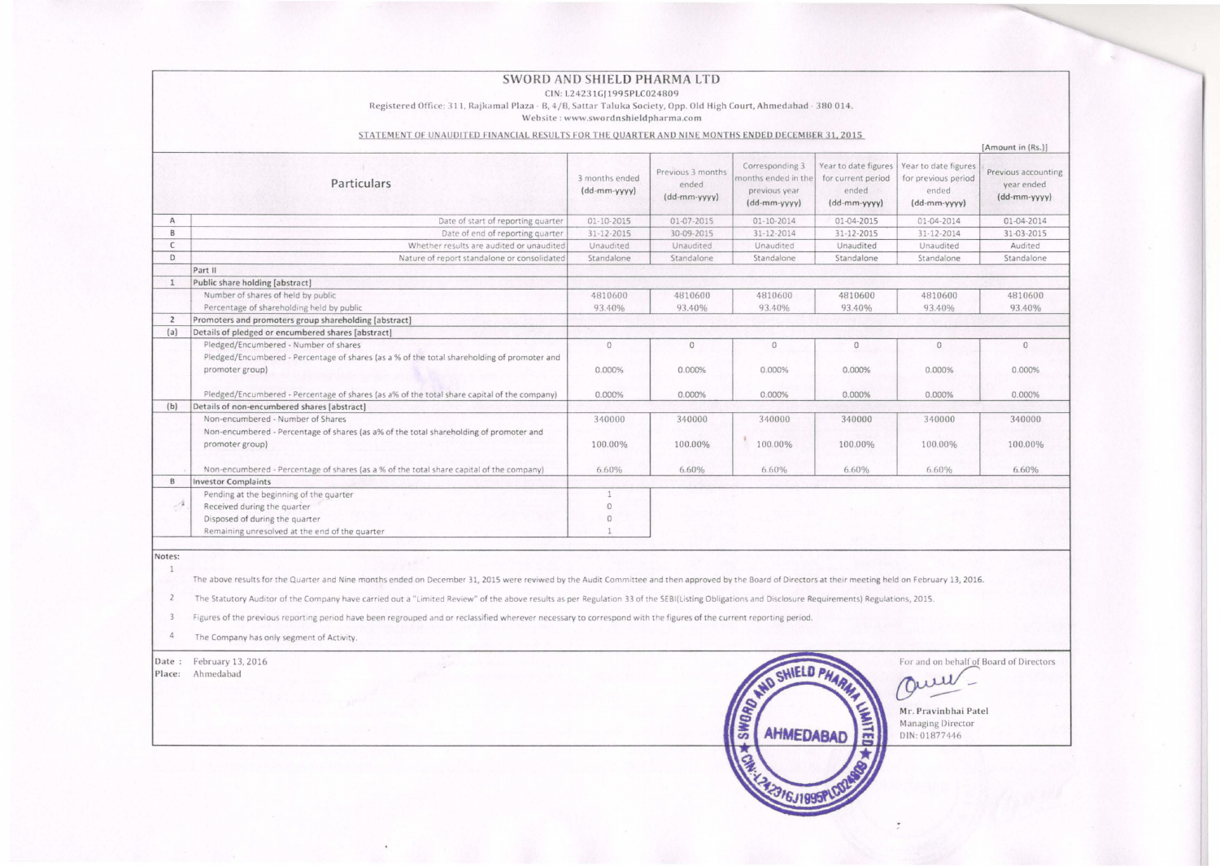# SWORD AND SHIELD PHARMA LTD

CIN: L24231GJ1995PLC024809

Registered Office: 311, Rajkamal Plaza - B, 4/B, Sattar Taluka Society, Opp. Old High Court, Ahmedabad - 380 014.

Website : www.swordnshieldpharma.com

STATEMENT OF UNAUDITED FINANCIAL RESULTS FOR THE QUARTER AND NINE MONTHS ENDED DECEMBER 31, 2015

[Amount in (Rs.)]

| | Particulars | 3 months ended (dd-mm-yyyy) | Previous 3 months ended (dd-mm-yyyy) | Corresponding 3 months ended in the previous year (dd-mm-yyyy) | Year to date figures for current period ended (dd-mm-yyyy) | Year to date figures for previous period ended (dd-mm-yyyy) | Previous accounting year ended (dd-mm-yyyy) |
|---|---|---|---|---|---|---|---|
| A | Date of start of reporting quarter | 01-10-2015 | 01-07-2015 | 01-10-2014 | 01-04-2015 | 01-04-2014 | 01-04-2014 |
| B | Date of end of reporting quarter | 31-12-2015 | 30-09-2015 | 31-12-2014 | 31-12-2015 | 31-12-2014 | 31-03-2015 |
| C | Whether results are audited or unaudited | Unaudited | Unaudited | Unaudited | Unaudited | Unaudited | Audited |
| D | Nature of report standalone or consolidated | Standalone | Standalone | Standalone | Standalone | Standalone | Standalone |
| | Part II | | | | | | |
| 1 | Public share holding [abstract] | | | | | | |
| | Number of shares of held by public | 4810600 | 4810600 | 4810600 | 4810600 | 4810600 | 4810600 |
| | Percentage of shareholding held by public | 93.40% | 93.40% | 93.40% | 93.40% | 93.40% | 93.40% |
| 2 | Promoters and promoters group shareholding [abstract] | | | | | | |
| (a) | Details of pledged or encumbered shares [abstract] | | | | | | |
| | Pledged/Encumbered - Number of shares | 0 | 0 | 0 | 0 | 0 | 0 |
| | Pledged/Encumbered - Percentage of shares (as a % of the total shareholding of promoter and promoter group) | 0.000% | 0.000% | 0.000% | 0.000% | 0.000% | 0.000% |
| | Pledged/Encumbered - Percentage of shares (as a% of the total share capital of the company) | 0.000% | 0.000% | 0.000% | 0.000% | 0.000% | 0.000% |
| (b) | Details of non-encumbered shares [abstract] | | | | | | |
| | Non-encumbered - Number of Shares | 340000 | 340000 | 340000 | 340000 | 340000 | 340000 |
| | Non-encumbered - Percentage of shares (as a% of the total shareholding of promoter and promoter group) | 100.00% | 100.00% | 100.00% | 100.00% | 100.00% | 100.00% |
| | Non-encumbered - Percentage of shares (as a % of the total share capital of the company) | 6.60% | 6.60% | 6.60% | 6.60% | 6.60% | 6.60% |
| B | Investor Complaints | | | | | | |
| | Pending at the beginning of the quarter | 1 | | | | | |
| | Received during the quarter | 0 | | | | | |
| | Disposed of during the quarter | 0 | | | | | |
| | Remaining unresolved at the end of the quarter | 1 | | | | | |

Notes:

1. The above results for the Quarter and Nine months ended on December 31, 2015 were rewived by the Audit Committee and then approved by the Board of Directors at their meeting held on February 13, 2016.
2. The Statutory Auditor of the Company have carried out a "Limited Review" of the above results as per Regulation 33 of the SEBI(Listing Obligations and Disclosure Requirements) Regulations, 2015.
3. Figures of the previous reporting period have been regrouped and or reclassified wherever necessary to correspond with the figures of the current reporting period.
4. The Company has only segment of Activity.

Date : February 13, 2016
Place: Ahmedabad

For and on behalf of Board of Directors

Mr. Pravinbhai Patel
Managing Director
DIN: 01877446